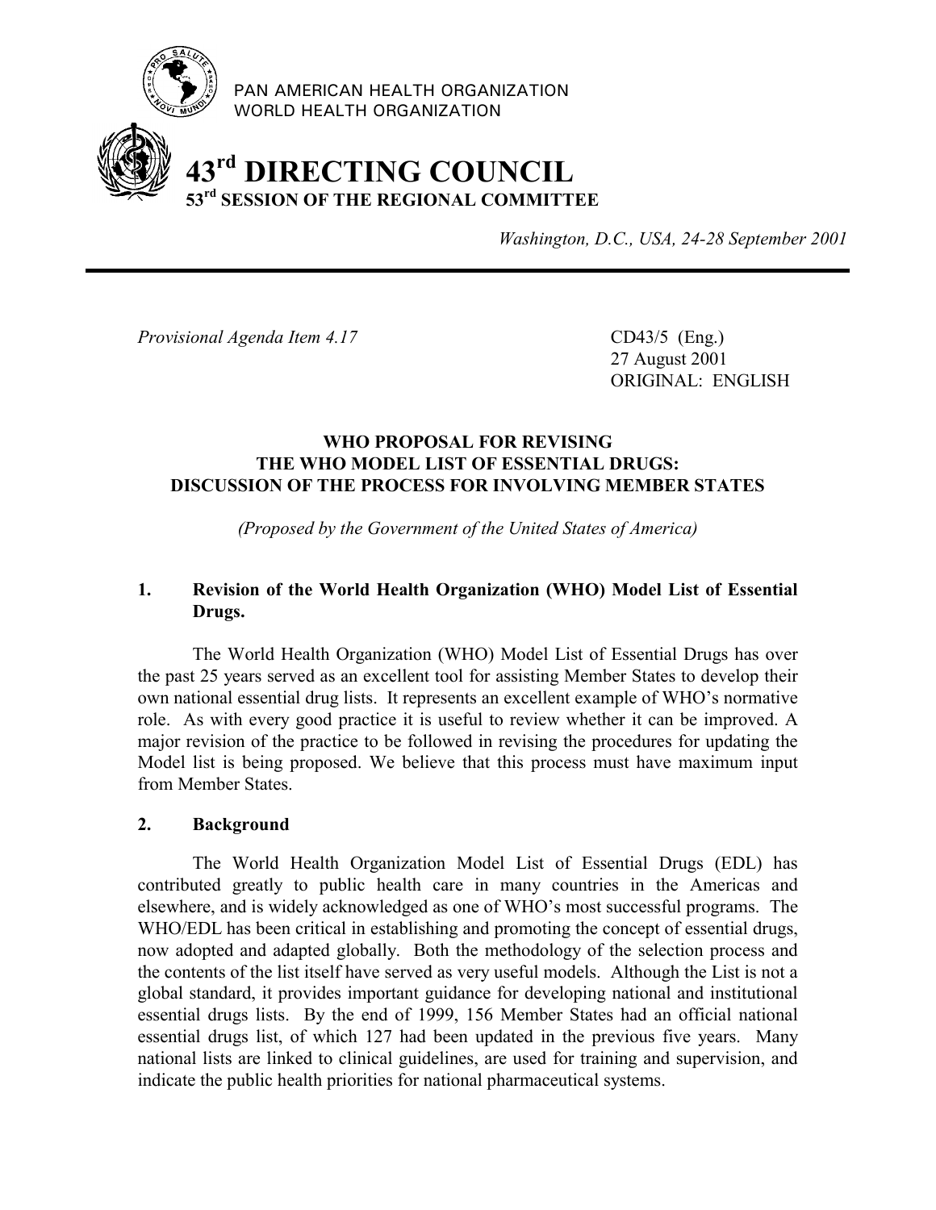PAN AMERICAN HEALTH ORGANIZATION
WORLD HEALTH ORGANIZATION

# 43rd DIRECTING COUNCIL
## 53rd SESSION OF THE REGIONAL COMMITTEE

*Washington, D.C., USA, 24-28 September 2001*

---

*Provisional Agenda Item 4.17*

CD43/5 (Eng.)
27 August 2001
ORIGINAL: ENGLISH

### WHO PROPOSAL FOR REVISING THE WHO MODEL LIST OF ESSENTIAL DRUGS: DISCUSSION OF THE PROCESS FOR INVOLVING MEMBER STATES

*(Proposed by the Government of the United States of America)*

### 1. Revision of the World Health Organization (WHO) Model List of Essential Drugs.

The World Health Organization (WHO) Model List of Essential Drugs has over the past 25 years served as an excellent tool for assisting Member States to develop their own national essential drug lists. It represents an excellent example of WHO's normative role. As with every good practice it is useful to review whether it can be improved. A major revision of the practice to be followed in revising the procedures for updating the Model list is being proposed. We believe that this process must have maximum input from Member States.

### 2. Background

The World Health Organization Model List of Essential Drugs (EDL) has contributed greatly to public health care in many countries in the Americas and elsewhere, and is widely acknowledged as one of WHO's most successful programs. The WHO/EDL has been critical in establishing and promoting the concept of essential drugs, now adopted and adapted globally. Both the methodology of the selection process and the contents of the list itself have served as very useful models. Although the List is not a global standard, it provides important guidance for developing national and institutional essential drugs lists. By the end of 1999, 156 Member States had an official national essential drugs list, of which 127 had been updated in the previous five years. Many national lists are linked to clinical guidelines, are used for training and supervision, and indicate the public health priorities for national pharmaceutical systems.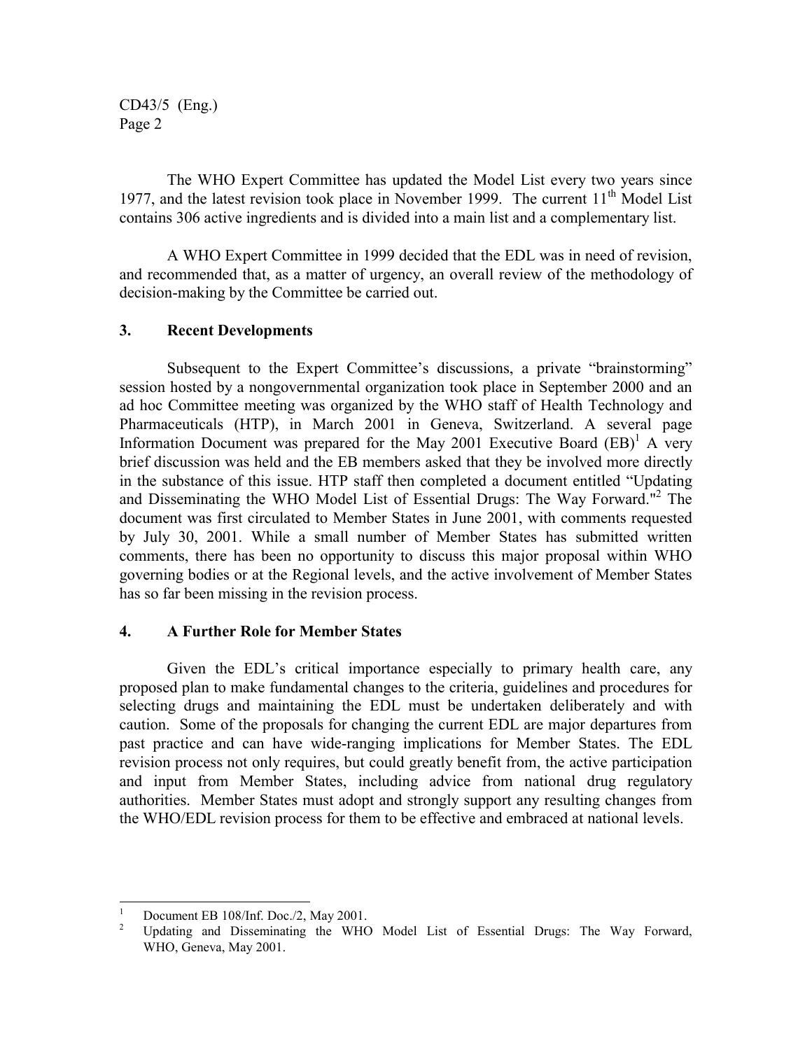The WHO Expert Committee has updated the Model List every two years since 1977, and the latest revision took place in November 1999. The current 11th Model List contains 306 active ingredients and is divided into a main list and a complementary list.

A WHO Expert Committee in 1999 decided that the EDL was in need of revision, and recommended that, as a matter of urgency, an overall review of the methodology of decision-making by the Committee be carried out.

## 3. Recent Developments

Subsequent to the Expert Committee's discussions, a private "brainstorming" session hosted by a nongovernmental organization took place in September 2000 and an ad hoc Committee meeting was organized by the WHO staff of Health Technology and Pharmaceuticals (HTP), in March 2001 in Geneva, Switzerland. A several page Information Document was prepared for the May 2001 Executive Board (EB)[1] A very brief discussion was held and the EB members asked that they be involved more directly in the substance of this issue. HTP staff then completed a document entitled "Updating and Disseminating the WHO Model List of Essential Drugs: The Way Forward."[2] The document was first circulated to Member States in June 2001, with comments requested by July 30, 2001. While a small number of Member States has submitted written comments, there has been no opportunity to discuss this major proposal within WHO governing bodies or at the Regional levels, and the active involvement of Member States has so far been missing in the revision process.

## 4. A Further Role for Member States

Given the EDL's critical importance especially to primary health care, any proposed plan to make fundamental changes to the criteria, guidelines and procedures for selecting drugs and maintaining the EDL must be undertaken deliberately and with caution. Some of the proposals for changing the current EDL are major departures from past practice and can have wide-ranging implications for Member States. The EDL revision process not only requires, but could greatly benefit from, the active participation and input from Member States, including advice from national drug regulatory authorities. Member States must adopt and strongly support any resulting changes from the WHO/EDL revision process for them to be effective and embraced at national levels.

---

[1] Document EB 108/Inf. Doc./2, May 2001.

[2] Updating and Disseminating the WHO Model List of Essential Drugs: The Way Forward, WHO, Geneva, May 2001.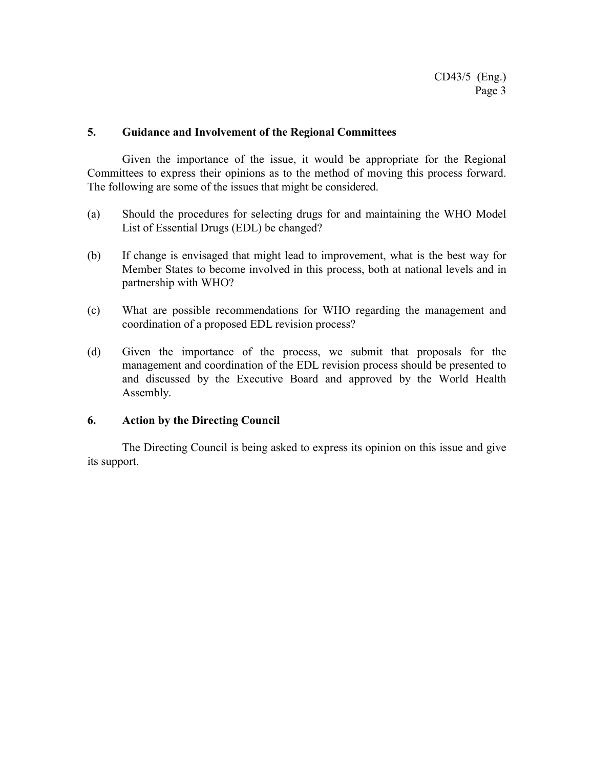## 5. Guidance and Involvement of the Regional Committees

Given the importance of the issue, it would be appropriate for the Regional Committees to express their opinions as to the method of moving this process forward. The following are some of the issues that might be considered.

(a) Should the procedures for selecting drugs for and maintaining the WHO Model List of Essential Drugs (EDL) be changed?

(b) If change is envisaged that might lead to improvement, what is the best way for Member States to become involved in this process, both at national levels and in partnership with WHO?

(c) What are possible recommendations for WHO regarding the management and coordination of a proposed EDL revision process?

(d) Given the importance of the process, we submit that proposals for the management and coordination of the EDL revision process should be presented to and discussed by the Executive Board and approved by the World Health Assembly.

## 6. Action by the Directing Council

The Directing Council is being asked to express its opinion on this issue and give its support.